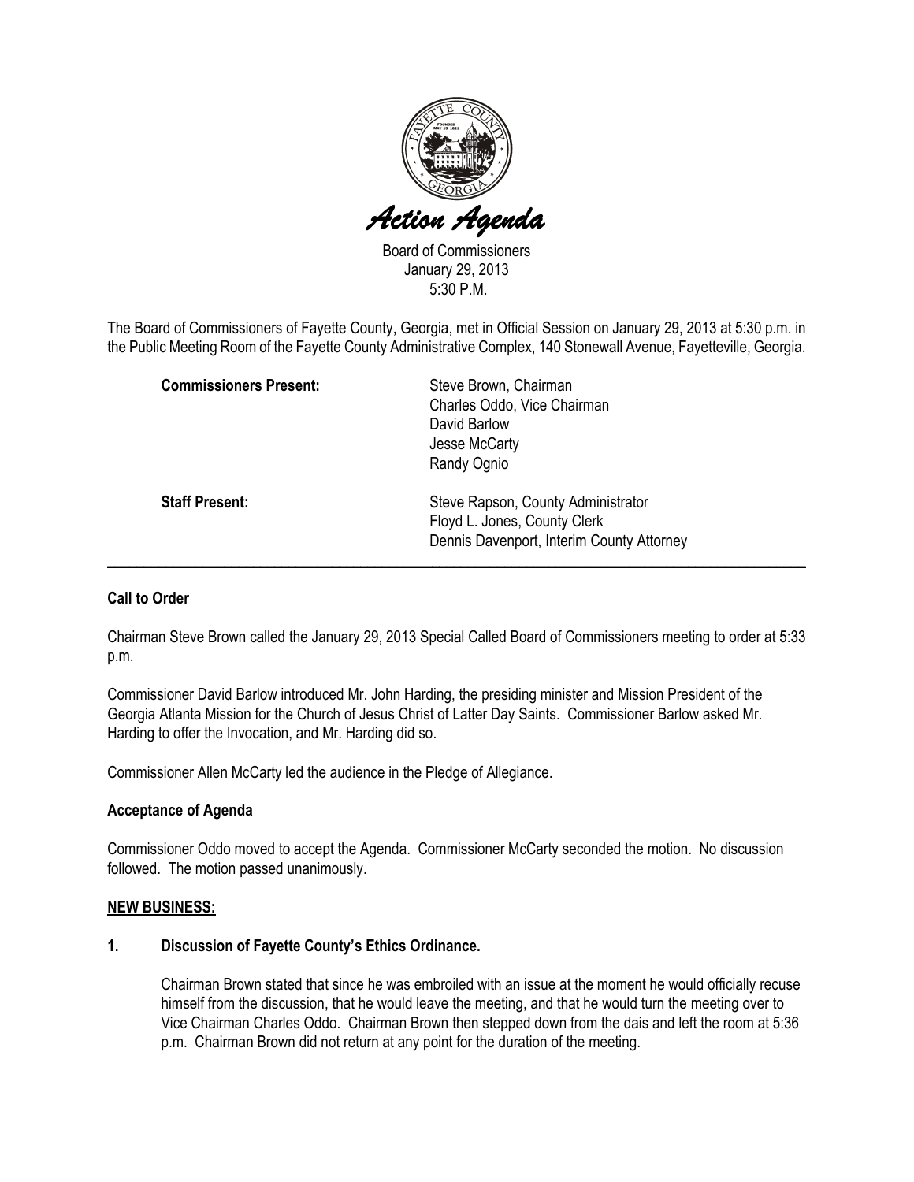# Action Agenda

Board of Commissioners
January 29, 2013
5:30 P.M.

The Board of Commissioners of Fayette County, Georgia, met in Official Session on January 29, 2013 at 5:30 p.m. in the Public Meeting Room of the Fayette County Administrative Complex, 140 Stonewall Avenue, Fayetteville, Georgia.

**Commissioners Present:**

Steve Brown, Chairman
Charles Oddo, Vice Chairman
David Barlow
Jesse McCarty
Randy Ognio

**Staff Present:**

Steve Rapson, County Administrator
Floyd L. Jones, County Clerk
Dennis Davenport, Interim County Attorney

---

**Call to Order**

Chairman Steve Brown called the January 29, 2013 Special Called Board of Commissioners meeting to order at 5:33 p.m.

Commissioner David Barlow introduced Mr. John Harding, the presiding minister and Mission President of the Georgia Atlanta Mission for the Church of Jesus Christ of Latter Day Saints. Commissioner Barlow asked Mr. Harding to offer the Invocation, and Mr. Harding did so.

Commissioner Allen McCarty led the audience in the Pledge of Allegiance.

**Acceptance of Agenda**

Commissioner Oddo moved to accept the Agenda. Commissioner McCarty seconded the motion. No discussion followed. The motion passed unanimously.

**NEW BUSINESS:**

**1. Discussion of Fayette County's Ethics Ordinance.**

Chairman Brown stated that since he was embroiled with an issue at the moment he would officially recuse himself from the discussion, that he would leave the meeting, and that he would turn the meeting over to Vice Chairman Charles Oddo. Chairman Brown then stepped down from the dais and left the room at 5:36 p.m. Chairman Brown did not return at any point for the duration of the meeting.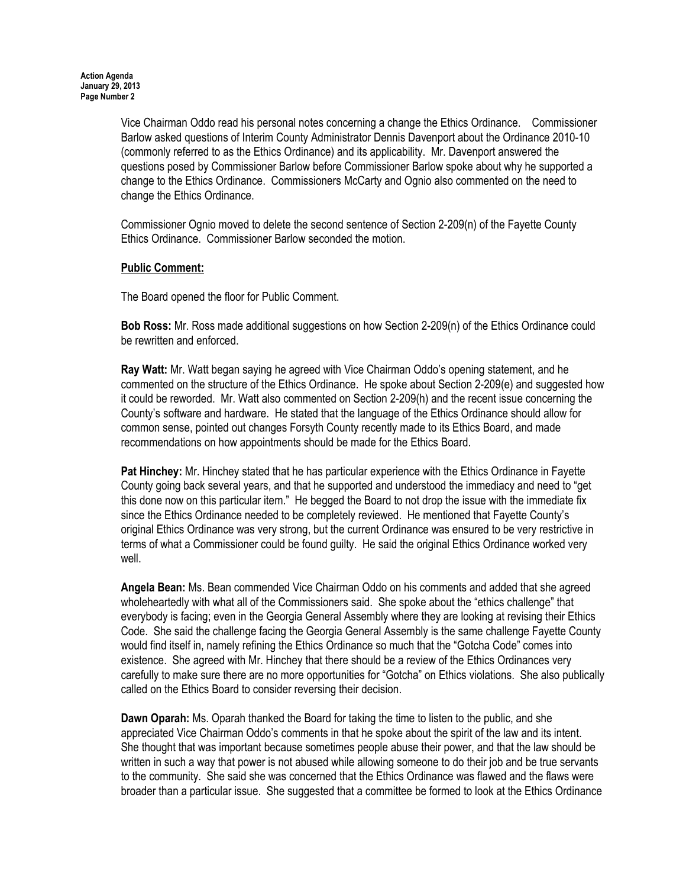Vice Chairman Oddo read his personal notes concerning a change the Ethics Ordinance. Commissioner Barlow asked questions of Interim County Administrator Dennis Davenport about the Ordinance 2010-10 (commonly referred to as the Ethics Ordinance) and its applicability. Mr. Davenport answered the questions posed by Commissioner Barlow before Commissioner Barlow spoke about why he supported a change to the Ethics Ordinance. Commissioners McCarty and Ognio also commented on the need to change the Ethics Ordinance.

Commissioner Ognio moved to delete the second sentence of Section 2-209(n) of the Fayette County Ethics Ordinance. Commissioner Barlow seconded the motion.

**Public Comment:**

The Board opened the floor for Public Comment.

**Bob Ross:** Mr. Ross made additional suggestions on how Section 2-209(n) of the Ethics Ordinance could be rewritten and enforced.

**Ray Watt:** Mr. Watt began saying he agreed with Vice Chairman Oddo's opening statement, and he commented on the structure of the Ethics Ordinance. He spoke about Section 2-209(e) and suggested how it could be reworded. Mr. Watt also commented on Section 2-209(h) and the recent issue concerning the County's software and hardware. He stated that the language of the Ethics Ordinance should allow for common sense, pointed out changes Forsyth County recently made to its Ethics Board, and made recommendations on how appointments should be made for the Ethics Board.

**Pat Hinchey:** Mr. Hinchey stated that he has particular experience with the Ethics Ordinance in Fayette County going back several years, and that he supported and understood the immediacy and need to "get this done now on this particular item." He begged the Board to not drop the issue with the immediate fix since the Ethics Ordinance needed to be completely reviewed. He mentioned that Fayette County's original Ethics Ordinance was very strong, but the current Ordinance was ensured to be very restrictive in terms of what a Commissioner could be found guilty. He said the original Ethics Ordinance worked very well.

**Angela Bean:** Ms. Bean commended Vice Chairman Oddo on his comments and added that she agreed wholeheartedly with what all of the Commissioners said. She spoke about the "ethics challenge" that everybody is facing; even in the Georgia General Assembly where they are looking at revising their Ethics Code. She said the challenge facing the Georgia General Assembly is the same challenge Fayette County would find itself in, namely refining the Ethics Ordinance so much that the "Gotcha Code" comes into existence. She agreed with Mr. Hinchey that there should be a review of the Ethics Ordinances very carefully to make sure there are no more opportunities for "Gotcha" on Ethics violations. She also publically called on the Ethics Board to consider reversing their decision.

**Dawn Oparah:** Ms. Oparah thanked the Board for taking the time to listen to the public, and she appreciated Vice Chairman Oddo's comments in that he spoke about the spirit of the law and its intent. She thought that was important because sometimes people abuse their power, and that the law should be written in such a way that power is not abused while allowing someone to do their job and be true servants to the community. She said she was concerned that the Ethics Ordinance was flawed and the flaws were broader than a particular issue. She suggested that a committee be formed to look at the Ethics Ordinance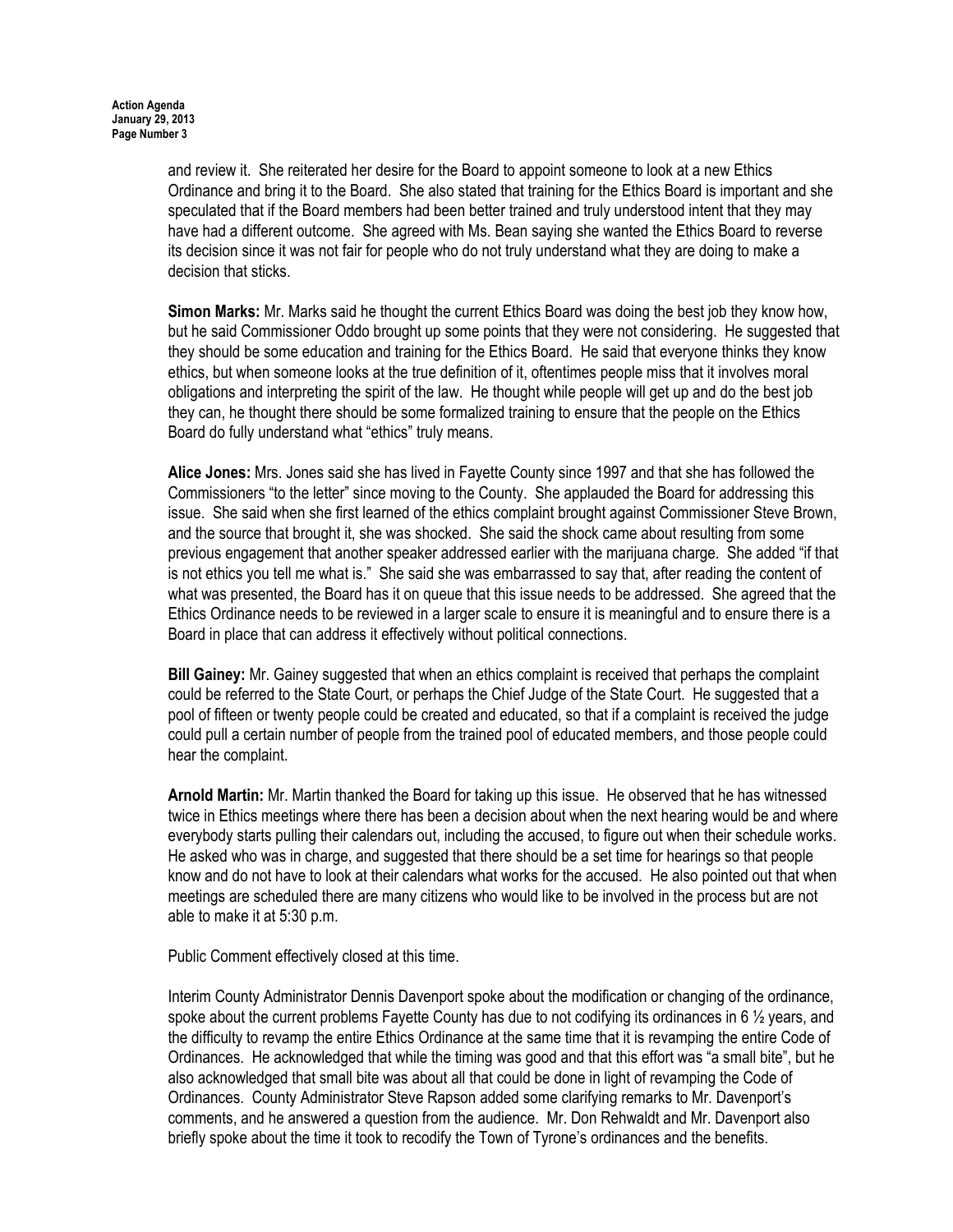and review it. She reiterated her desire for the Board to appoint someone to look at a new Ethics Ordinance and bring it to the Board. She also stated that training for the Ethics Board is important and she speculated that if the Board members had been better trained and truly understood intent that they may have had a different outcome. She agreed with Ms. Bean saying she wanted the Ethics Board to reverse its decision since it was not fair for people who do not truly understand what they are doing to make a decision that sticks.

**Simon Marks:** Mr. Marks said he thought the current Ethics Board was doing the best job they know how, but he said Commissioner Oddo brought up some points that they were not considering. He suggested that they should be some education and training for the Ethics Board. He said that everyone thinks they know ethics, but when someone looks at the true definition of it, oftentimes people miss that it involves moral obligations and interpreting the spirit of the law. He thought while people will get up and do the best job they can, he thought there should be some formalized training to ensure that the people on the Ethics Board do fully understand what "ethics" truly means.

**Alice Jones:** Mrs. Jones said she has lived in Fayette County since 1997 and that she has followed the Commissioners "to the letter" since moving to the County. She applauded the Board for addressing this issue. She said when she first learned of the ethics complaint brought against Commissioner Steve Brown, and the source that brought it, she was shocked. She said the shock came about resulting from some previous engagement that another speaker addressed earlier with the marijuana charge. She added "if that is not ethics you tell me what is." She said she was embarrassed to say that, after reading the content of what was presented, the Board has it on queue that this issue needs to be addressed. She agreed that the Ethics Ordinance needs to be reviewed in a larger scale to ensure it is meaningful and to ensure there is a Board in place that can address it effectively without political connections.

**Bill Gainey:** Mr. Gainey suggested that when an ethics complaint is received that perhaps the complaint could be referred to the State Court, or perhaps the Chief Judge of the State Court. He suggested that a pool of fifteen or twenty people could be created and educated, so that if a complaint is received the judge could pull a certain number of people from the trained pool of educated members, and those people could hear the complaint.

**Arnold Martin:** Mr. Martin thanked the Board for taking up this issue. He observed that he has witnessed twice in Ethics meetings where there has been a decision about when the next hearing would be and where everybody starts pulling their calendars out, including the accused, to figure out when their schedule works. He asked who was in charge, and suggested that there should be a set time for hearings so that people know and do not have to look at their calendars what works for the accused. He also pointed out that when meetings are scheduled there are many citizens who would like to be involved in the process but are not able to make it at 5:30 p.m.

Public Comment effectively closed at this time.

Interim County Administrator Dennis Davenport spoke about the modification or changing of the ordinance, spoke about the current problems Fayette County has due to not codifying its ordinances in 6 ½ years, and the difficulty to revamp the entire Ethics Ordinance at the same time that it is revamping the entire Code of Ordinances. He acknowledged that while the timing was good and that this effort was "a small bite", but he also acknowledged that small bite was about all that could be done in light of revamping the Code of Ordinances. County Administrator Steve Rapson added some clarifying remarks to Mr. Davenport's comments, and he answered a question from the audience. Mr. Don Rehwaldt and Mr. Davenport also briefly spoke about the time it took to recodify the Town of Tyrone's ordinances and the benefits.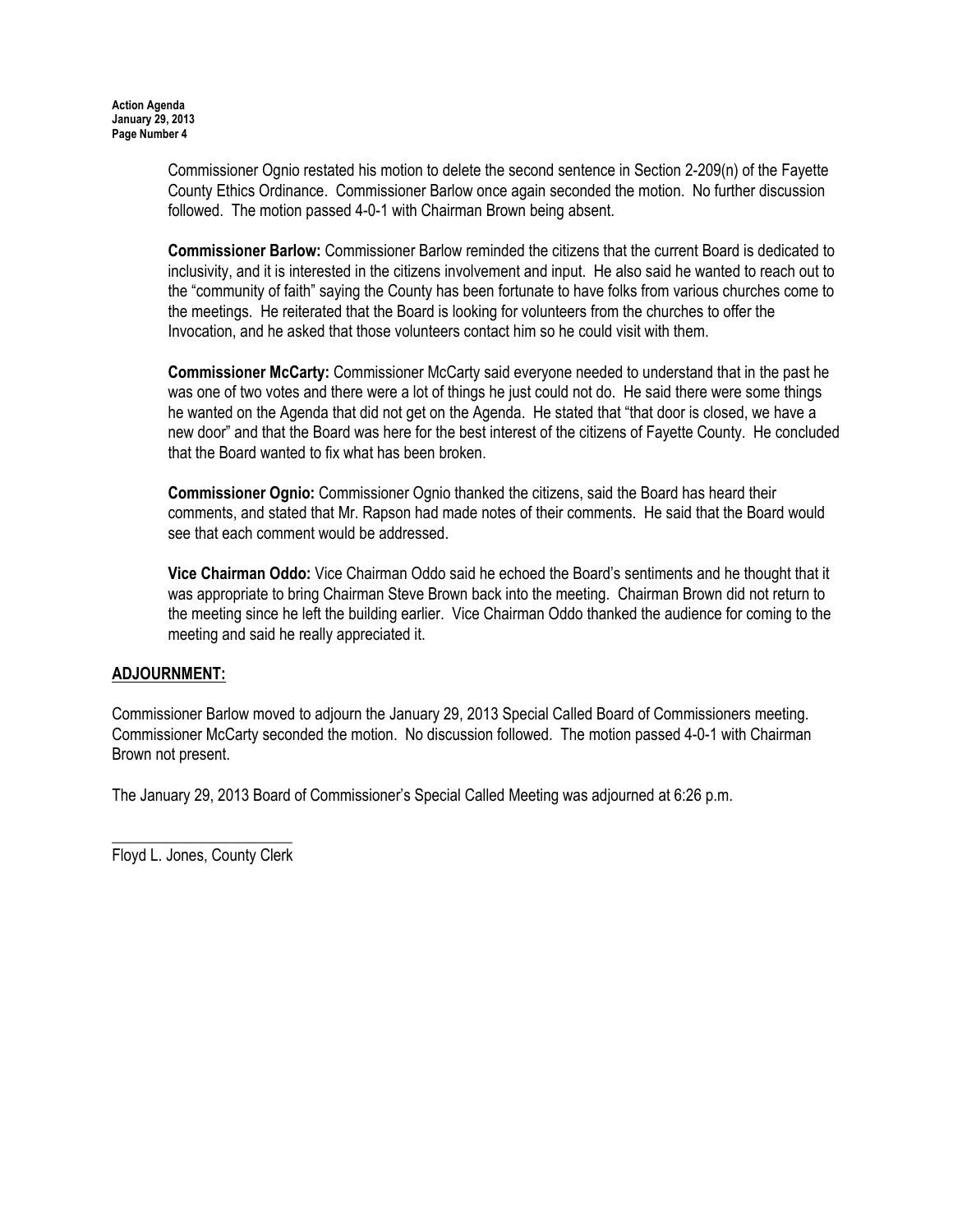Commissioner Ognio restated his motion to delete the second sentence in Section 2-209(n) of the Fayette County Ethics Ordinance. Commissioner Barlow once again seconded the motion. No further discussion followed. The motion passed 4-0-1 with Chairman Brown being absent.

**Commissioner Barlow:** Commissioner Barlow reminded the citizens that the current Board is dedicated to inclusivity, and it is interested in the citizens involvement and input. He also said he wanted to reach out to the "community of faith" saying the County has been fortunate to have folks from various churches come to the meetings. He reiterated that the Board is looking for volunteers from the churches to offer the Invocation, and he asked that those volunteers contact him so he could visit with them.

**Commissioner McCarty:** Commissioner McCarty said everyone needed to understand that in the past he was one of two votes and there were a lot of things he just could not do. He said there were some things he wanted on the Agenda that did not get on the Agenda. He stated that "that door is closed, we have a new door" and that the Board was here for the best interest of the citizens of Fayette County. He concluded that the Board wanted to fix what has been broken.

**Commissioner Ognio:** Commissioner Ognio thanked the citizens, said the Board has heard their comments, and stated that Mr. Rapson had made notes of their comments. He said that the Board would see that each comment would be addressed.

**Vice Chairman Oddo:** Vice Chairman Oddo said he echoed the Board's sentiments and he thought that it was appropriate to bring Chairman Steve Brown back into the meeting. Chairman Brown did not return to the meeting since he left the building earlier. Vice Chairman Oddo thanked the audience for coming to the meeting and said he really appreciated it.

## ADJOURNMENT:

Commissioner Barlow moved to adjourn the January 29, 2013 Special Called Board of Commissioners meeting. Commissioner McCarty seconded the motion. No discussion followed. The motion passed 4-0-1 with Chairman Brown not present.

The January 29, 2013 Board of Commissioner's Special Called Meeting was adjourned at 6:26 p.m.

\_\_\_\_\_\_\_\_\_\_\_\_\_\_\_\_\_\_\_\_\_\_\_\_

Floyd L. Jones, County Clerk